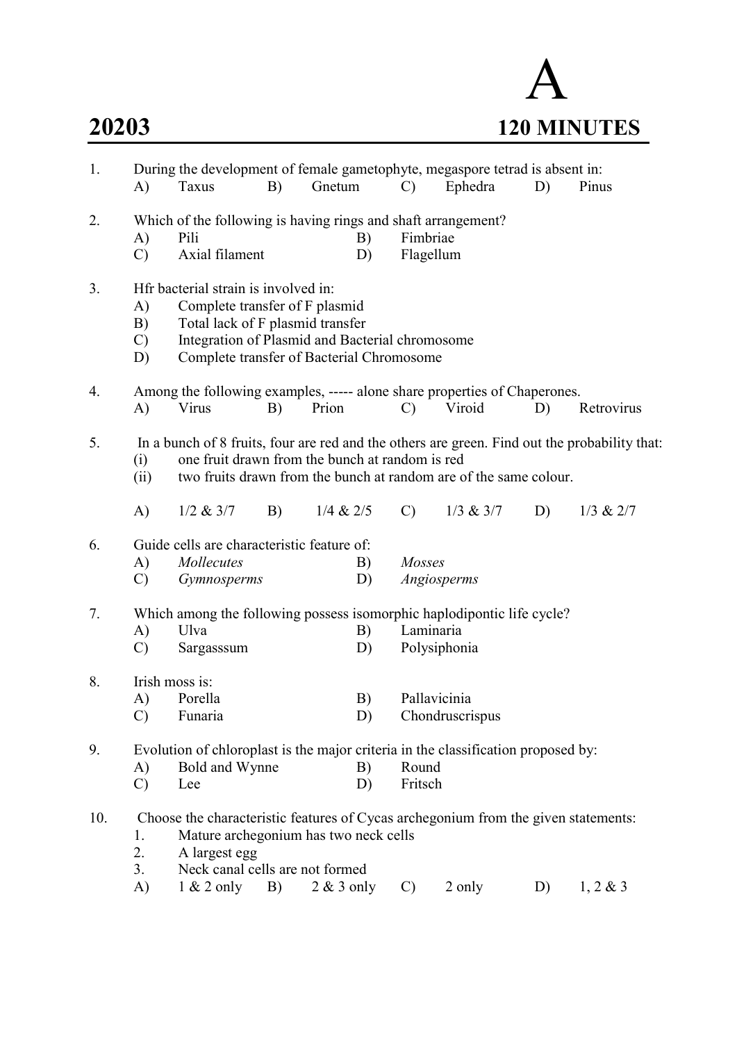# 20203

# A

## 120 MINUTES

1. During the development of female gametophyte, megaspore tetrad is absent in:
   A) Taxus B) Gnetum C) Ephedra D) Pinus

2. Which of the following is having rings and shaft arrangement?
   A) Pili B) Fimbriae
   C) Axial filament D) Flagellum

3. Hfr bacterial strain is involved in:
   A) Complete transfer of F plasmid
   B) Total lack of F plasmid transfer
   C) Integration of Plasmid and Bacterial chromosome
   D) Complete transfer of Bacterial Chromosome

4. Among the following examples, ----- alone share properties of Chaperones.
   A) Virus B) Prion C) Viroid D) Retrovirus

5. In a bunch of 8 fruits, four are red and the others are green. Find out the probability that:
   (i) one fruit drawn from the bunch at random is red
   (ii) two fruits drawn from the bunch at random are of the same colour.

   A) 1/2 & 3/7 B) 1/4 & 2/5 C) 1/3 & 3/7 D) 1/3 & 2/7

6. Guide cells are characteristic feature of:
   A) *Mollecutes* B) *Mosses*
   C) *Gymnosperms* D) *Angiosperms*

7. Which among the following possess isomorphic haplodipontic life cycle?
   A) Ulva B) Laminaria
   C) Sargasssum D) Polysiphonia

8. Irish moss is:
   A) Porella B) Pallavicinia
   C) Funaria D) Chondruscrispus

9. Evolution of chloroplast is the major criteria in the classification proposed by:
   A) Bold and Wynne B) Round
   C) Lee D) Fritsch

10. Choose the characteristic features of Cycas archegonium from the given statements:
    1. Mature archegonium has two neck cells
    2. A largest egg
    3. Neck canal cells are not formed

    A) 1 & 2 only B) 2 & 3 only C) 2 only D) 1, 2 & 3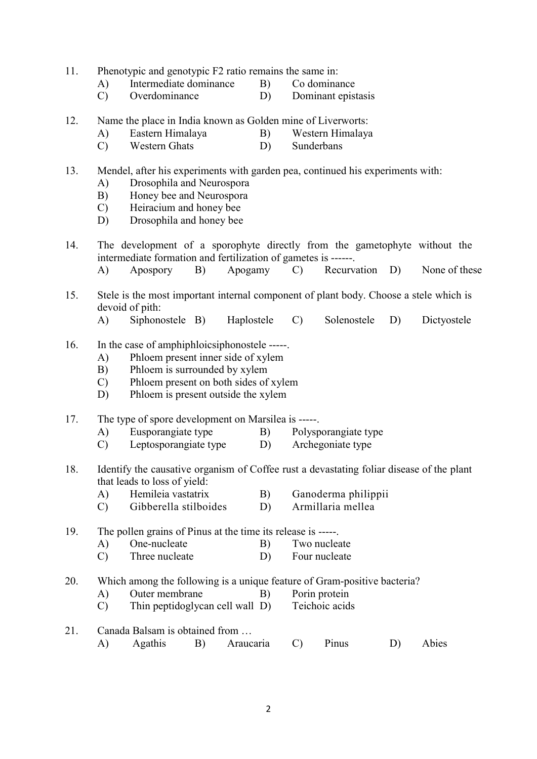11. Phenotypic and genotypic F2 ratio remains the same in:
    A) Intermediate dominance B) Co dominance
    C) Overdominance D) Dominant epistasis

12. Name the place in India known as Golden mine of Liverworts:
    A) Eastern Himalaya B) Western Himalaya
    C) Western Ghats D) Sunderbans

13. Mendel, after his experiments with garden pea, continued his experiments with:
    A) Drosophila and Neurospora
    B) Honey bee and Neurospora
    C) Heiracium and honey bee
    D) Drosophila and honey bee

14. The development of a sporophyte directly from the gametophyte without the intermediate formation and fertilization of gametes is ------.
    A) Apospory B) Apogamy C) Recurvation D) None of these

15. Stele is the most important internal component of plant body. Choose a stele which is devoid of pith:
    A) Siphonostele B) Haplostele C) Solenostele D) Dictyostele

16. In the case of amphiphloicsiphonostele -----.
    A) Phloem present inner side of xylem
    B) Phloem is surrounded by xylem
    C) Phloem present on both sides of xylem
    D) Phloem is present outside the xylem

17. The type of spore development on Marsilea is -----.
    A) Eusporangiate type B) Polysporangiate type
    C) Leptosporangiate type D) Archegoniate type

18. Identify the causative organism of Coffee rust a devastating foliar disease of the plant that leads to loss of yield:
    A) Hemileia vastatrix B) Ganoderma philippii
    C) Gibberella stilboides D) Armillaria mellea

19. The pollen grains of Pinus at the time its release is -----.
    A) One-nucleate B) Two nucleate
    C) Three nucleate D) Four nucleate

20. Which among the following is a unique feature of Gram-positive bacteria?
    A) Outer membrane B) Porin protein
    C) Thin peptidoglycan cell wall D) Teichoic acids

21. Canada Balsam is obtained from …
    A) Agathis B) Araucaria C) Pinus D) Abies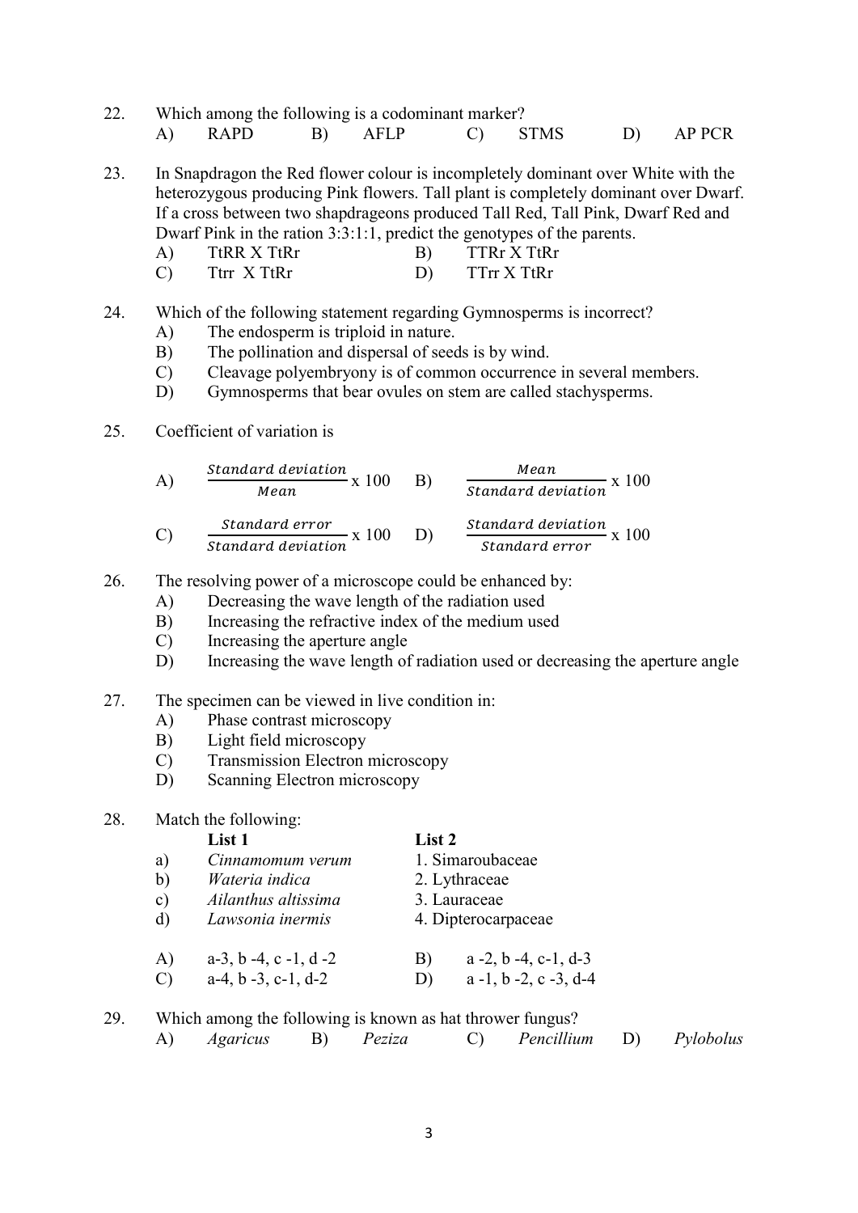22. Which among the following is a codominant marker?

    A) RAPD B) AFLP C) STMS D) AP PCR

23. In Snapdragon the Red flower colour is incompletely dominant over White with the heterozygous producing Pink flowers. Tall plant is completely dominant over Dwarf. If a cross between two shapdrageons produced Tall Red, Tall Pink, Dwarf Red and Dwarf Pink in the ration 3:3:1:1, predict the genotypes of the parents.

    A) TtRR X TtRr B) TTRr X TtRr
    C) Ttrr X TtRr D) TTrr X TtRr

24. Which of the following statement regarding Gymnosperms is incorrect?

    A) The endosperm is triploid in nature.
    B) The pollination and dispersal of seeds is by wind.
    C) Cleavage polyembryony is of common occurrence in several members.
    D) Gymnosperms that bear ovules on stem are called stachysperms.

25. Coefficient of variation is

    A) $\frac{Standard\ deviation}{Mean}$ x 100 B) $\frac{Mean}{Standard\ deviation}$ x 100

    C) $\frac{Standard\ error}{Standard\ deviation}$ x 100 D) $\frac{Standard\ deviation}{Standard\ error}$ x 100

26. The resolving power of a microscope could be enhanced by:

    A) Decreasing the wave length of the radiation used
    B) Increasing the refractive index of the medium used
    C) Increasing the aperture angle
    D) Increasing the wave length of radiation used or decreasing the aperture angle

27. The specimen can be viewed in live condition in:

    A) Phase contrast microscopy
    B) Light field microscopy
    C) Transmission Electron microscopy
    D) Scanning Electron microscopy

28. Match the following:

    | | List 1 | List 2 |
    |---|---|---|
    | a) | *Cinnamomum verum* | 1. Simaroubaceae |
    | b) | *Wateria indica* | 2. Lythraceae |
    | c) | *Ailanthus altissima* | 3. Lauraceae |
    | d) | *Lawsonia inermis* | 4. Dipterocarpaceae |

    A) a-3, b -4, c -1, d -2 B) a -2, b -4, c-1, d-3
    C) a-4, b -3, c-1, d-2 D) a -1, b -2, c -3, d-4

29. Which among the following is known as hat thrower fungus?

    A) *Agaricus* B) *Peziza* C) *Pencillium* D) *Pylobolus*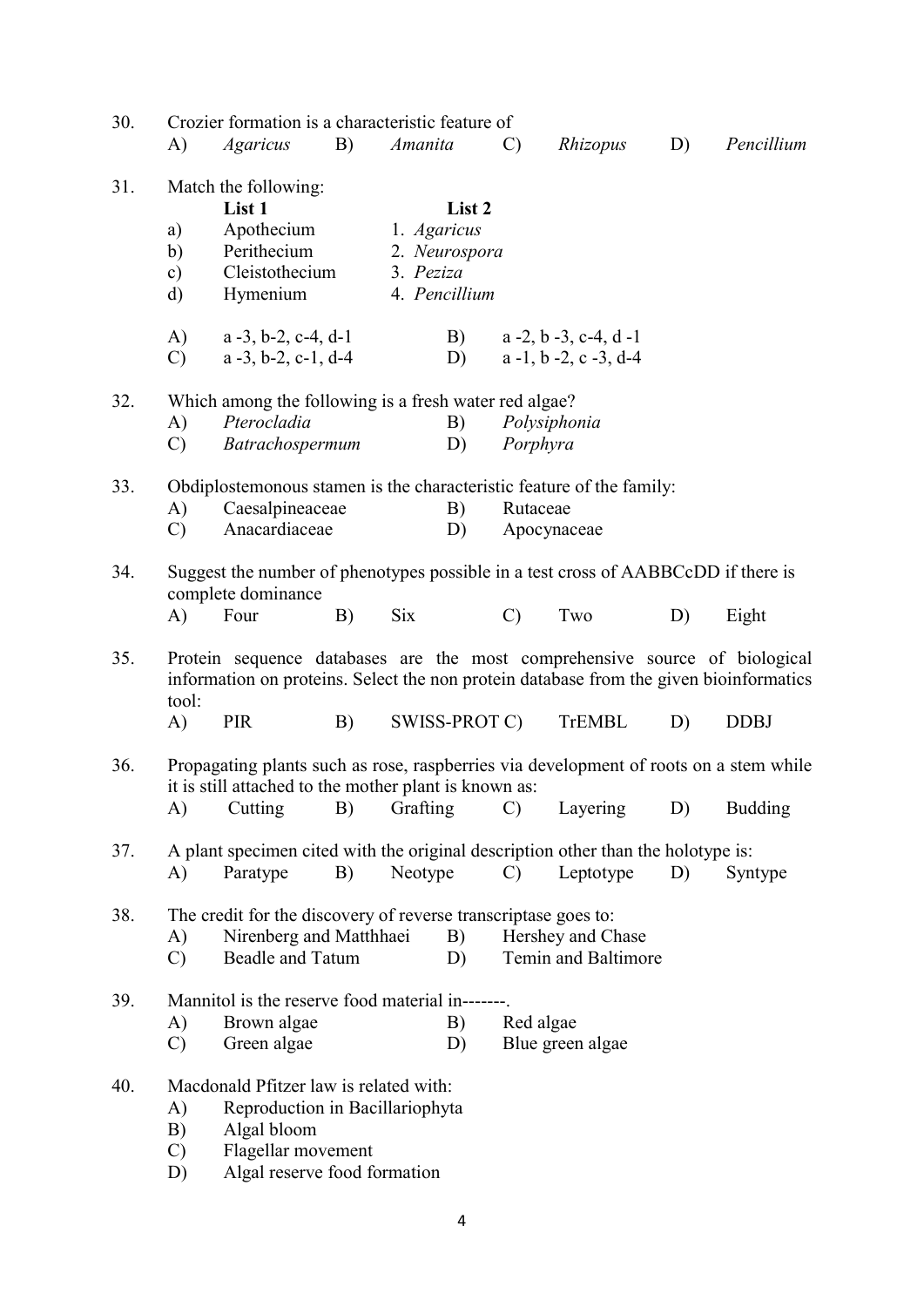30. Crozier formation is a characteristic feature of

A) *Agaricus* B) *Amanita* C) *Rhizopus* D) *Pencillium*

31. Match the following:

| | List 1 | List 2 |
|---|---|---|
| a) | Apothecium | 1. *Agaricus* |
| b) | Perithecium | 2. *Neurospora* |
| c) | Cleistothecium | 3. *Peziza* |
| d) | Hymenium | 4. *Pencillium* |

A) a -3, b-2, c-4, d-1 B) a -2, b -3, c-4, d -1

C) a -3, b-2, c-1, d-4 D) a -1, b -2, c -3, d-4

32. Which among the following is a fresh water red algae?

A) *Pterocladia* B) *Polysiphonia*

C) *Batrachospermum* D) *Porphyra*

33. Obdiplostemonous stamen is the characteristic feature of the family:

A) Caesalpineaceae B) Rutaceae

C) Anacardiaceae D) Apocynaceae

34. Suggest the number of phenotypes possible in a test cross of AABBCcDD if there is complete dominance

A) Four B) Six C) Two D) Eight

35. Protein sequence databases are the most comprehensive source of biological information on proteins. Select the non protein database from the given bioinformatics tool:

A) PIR B) SWISS-PROT C) TrEMBL D) DDBJ

36. Propagating plants such as rose, raspberries via development of roots on a stem while it is still attached to the mother plant is known as:

A) Cutting B) Grafting C) Layering D) Budding

37. A plant specimen cited with the original description other than the holotype is:

A) Paratype B) Neotype C) Leptotype D) Syntype

38. The credit for the discovery of reverse transcriptase goes to:

A) Nirenberg and Matthhaei B) Hershey and Chase

C) Beadle and Tatum D) Temin and Baltimore

39. Mannitol is the reserve food material in-------.

A) Brown algae B) Red algae

C) Green algae D) Blue green algae

40. Macdonald Pfitzer law is related with:

A) Reproduction in Bacillariophyta

B) Algal bloom

C) Flagellar movement

D) Algal reserve food formation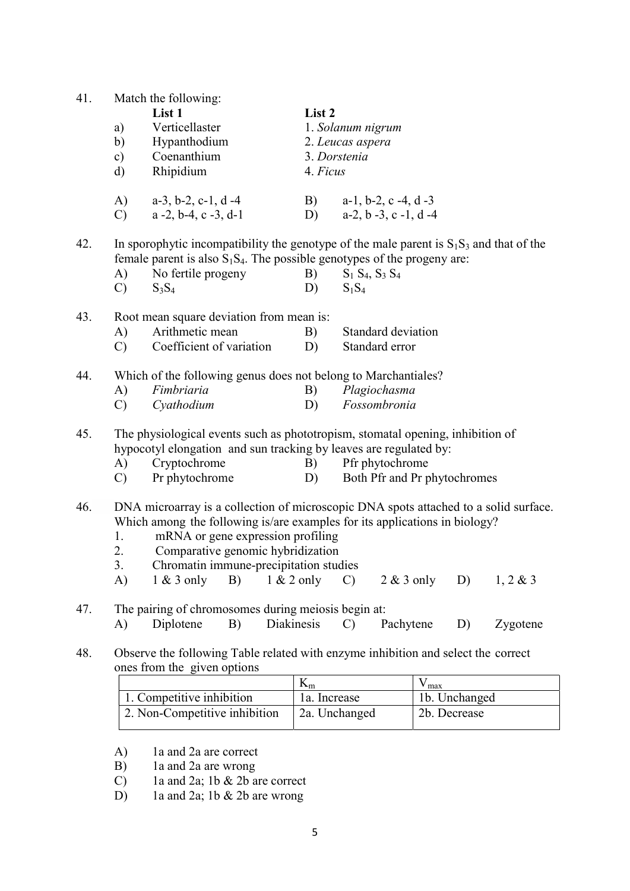41. Match the following:

| | List 1 | List 2 |
|---|---|---|
| a) | Verticellaster | 1. *Solanum nigrum* |
| b) | Hypanthodium | 2. *Leucas aspera* |
| c) | Coenanthium | 3. *Dorstenia* |
| d) | Rhipidium | 4. *Ficus* |

A) a-3, b-2, c-1, d -4  B) a-1, b-2, c -4, d -3
C) a -2, b-4, c -3, d-1  D) a-2, b -3, c -1, d -4

42. In sporophytic incompatibility the genotype of the male parent is $S_1S_3$ and that of the female parent is also $S_1S_4$. The possible genotypes of the progeny are:

A) No fertile progeny  B) $S_1 S_4$, $S_3 S_4$
C) $S_3S_4$  D) $S_1S_4$

43. Root mean square deviation from mean is:

A) Arithmetic mean  B) Standard deviation
C) Coefficient of variation  D) Standard error

44. Which of the following genus does not belong to Marchantiales?

A) *Fimbriaria*  B) *Plagiochasma*
C) *Cyathodium*  D) *Fossombronia*

45. The physiological events such as phototropism, stomatal opening, inhibition of hypocotyl elongation and sun tracking by leaves are regulated by:

A) Cryptochrome  B) Pfr phytochrome
C) Pr phytochrome  D) Both Pfr and Pr phytochromes

46. DNA microarray is a collection of microscopic DNA spots attached to a solid surface. Which among the following is/are examples for its applications in biology?

1. mRNA or gene expression profiling
2. Comparative genomic hybridization
3. Chromatin immune-precipitation studies

A) 1 & 3 only  B) 1 & 2 only  C) 2 & 3 only  D) 1, 2 & 3

47. The pairing of chromosomes during meiosis begin at:

A) Diplotene  B) Diakinesis  C) Pachytene  D) Zygotene

48. Observe the following Table related with enzyme inhibition and select the correct ones from the given options

| | $K_m$ | $V_{max}$ |
|---|---|---|
| 1. Competitive inhibition | 1a. Increase | 1b. Unchanged |
| 2. Non-Competitive inhibition | 2a. Unchanged | 2b. Decrease |

A) 1a and 2a are correct
B) 1a and 2a are wrong
C) 1a and 2a; 1b & 2b are correct
D) 1a and 2a; 1b & 2b are wrong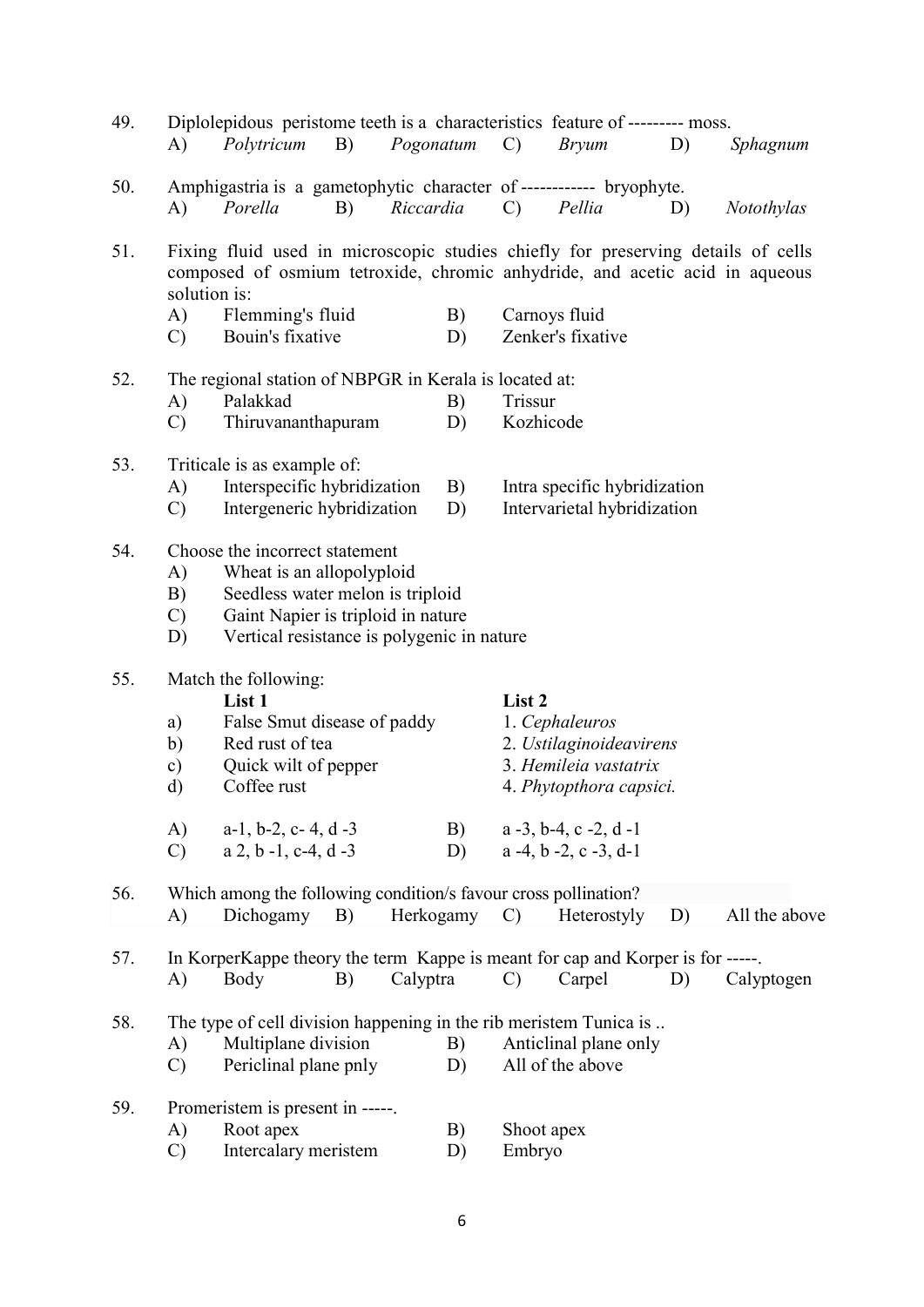49. Diplolepidous peristome teeth is a characteristics feature of --------- moss.
   A) *Polytricum* B) *Pogonatum* C) *Bryum* D) *Sphagnum*

50. Amphigastria is a gametophytic character of ------------ bryophyte.
   A) *Porella* B) *Riccardia* C) *Pellia* D) *Notothylas*

51. Fixing fluid used in microscopic studies chiefly for preserving details of cells composed of osmium tetroxide, chromic anhydride, and acetic acid in aqueous solution is:
   A) Flemming's fluid B) Carnoys fluid
   C) Bouin's fixative D) Zenker's fixative

52. The regional station of NBPGR in Kerala is located at:
   A) Palakkad B) Trissur
   C) Thiruvananthapuram D) Kozhicode

53. Triticale is as example of:
   A) Interspecific hybridization B) Intra specific hybridization
   C) Intergeneric hybridization D) Intervarietal hybridization

54. Choose the incorrect statement
   A) Wheat is an allopolyploid
   B) Seedless water melon is triploid
   C) Gaint Napier is triploid in nature
   D) Vertical resistance is polygenic in nature

55. Match the following:

| | List 1 | List 2 |
|---|---|---|
| a) | False Smut disease of paddy | 1. *Cephaleuros* |
| b) | Red rust of tea | 2. *Ustilaginoideavirens* |
| c) | Quick wilt of pepper | 3. *Hemileia vastatrix* |
| d) | Coffee rust | 4. *Phytopthora capsici.* |

   A) a-1, b-2, c- 4, d -3 B) a -3, b-4, c -2, d -1
   C) a 2, b -1, c-4, d -3 D) a -4, b -2, c -3, d-1

56. Which among the following condition/s favour cross pollination?
   A) Dichogamy B) Herkogamy C) Heterostyly D) All the above

57. In KorperKappe theory the term Kappe is meant for cap and Korper is for -----.
   A) Body B) Calyptra C) Carpel D) Calyptogen

58. The type of cell division happening in the rib meristem Tunica is ..
   A) Multiplane division B) Anticlinal plane only
   C) Periclinal plane pnly D) All of the above

59. Promeristem is present in -----.
   A) Root apex B) Shoot apex
   C) Intercalary meristem D) Embryo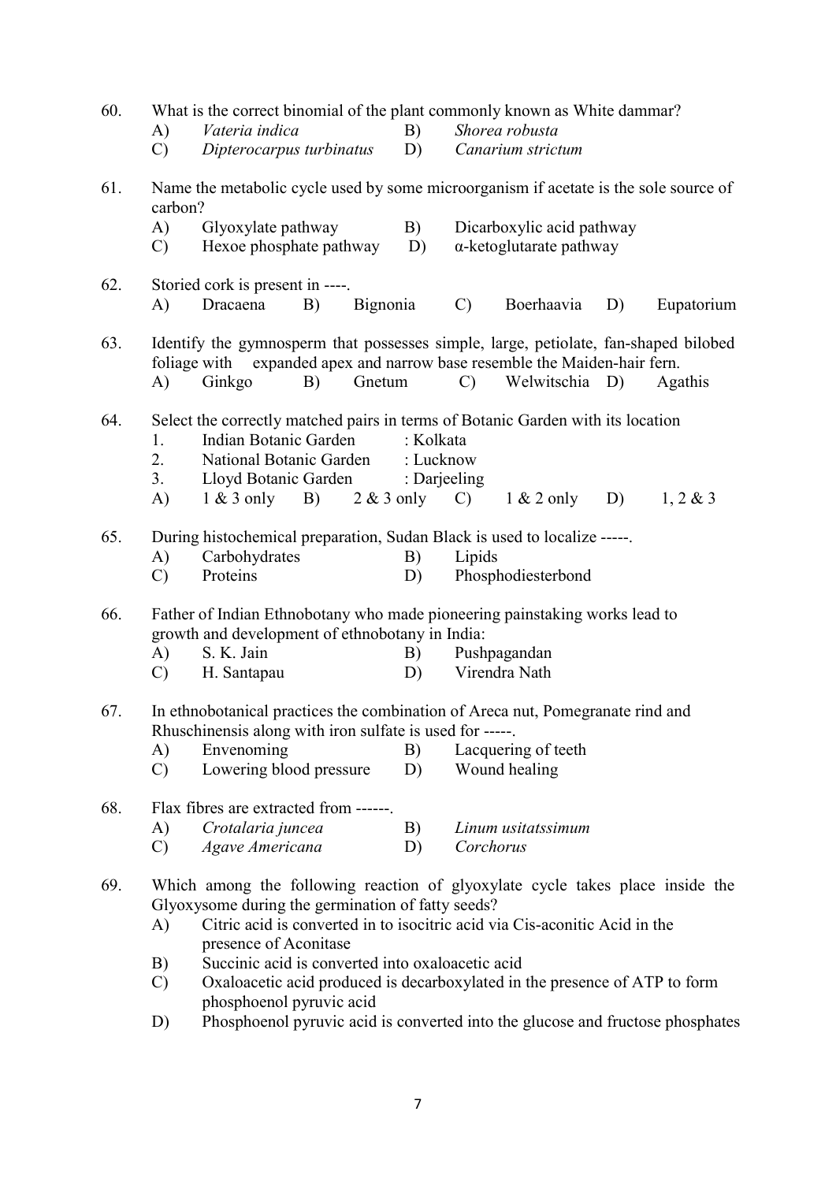60. What is the correct binomial of the plant commonly known as White dammar?

    A) *Vateria indica* B) *Shorea robusta*

    C) *Dipterocarpus turbinatus* D) *Canarium strictum*

61. Name the metabolic cycle used by some microorganism if acetate is the sole source of carbon?

    A) Glyoxylate pathway B) Dicarboxylic acid pathway

    C) Hexoe phosphate pathway D) α-ketoglutarate pathway

62. Storied cork is present in ----.

    A) Dracaena B) Bignonia C) Boerhaavia D) Eupatorium

63. Identify the gymnosperm that possesses simple, large, petiolate, fan-shaped bilobed foliage with expanded apex and narrow base resemble the Maiden-hair fern.

    A) Ginkgo B) Gnetum C) Welwitschia D) Agathis

64. Select the correctly matched pairs in terms of Botanic Garden with its location

    1. Indian Botanic Garden : Kolkata
    2. National Botanic Garden : Lucknow
    3. Lloyd Botanic Garden : Darjeeling

    A) 1 & 3 only B) 2 & 3 only C) 1 & 2 only D) 1, 2 & 3

65. During histochemical preparation, Sudan Black is used to localize -----.

    A) Carbohydrates B) Lipids

    C) Proteins D) Phosphodiesterbond

66. Father of Indian Ethnobotany who made pioneering painstaking works lead to growth and development of ethnobotany in India:

    A) S. K. Jain B) Pushpagandan

    C) H. Santapau D) Virendra Nath

67. In ethnobotanical practices the combination of Areca nut, Pomegranate rind and Rhuschinensis along with iron sulfate is used for -----.

    A) Envenoming B) Lacquering of teeth

    C) Lowering blood pressure D) Wound healing

68. Flax fibres are extracted from ------.

    A) *Crotalaria juncea* B) *Linum usitatssimum*

    C) *Agave Americana* D) *Corchorus*

69. Which among the following reaction of glyoxylate cycle takes place inside the Glyoxysome during the germination of fatty seeds?

    A) Citric acid is converted in to isocitric acid via Cis-aconitic Acid in the presence of Aconitase

    B) Succinic acid is converted into oxaloacetic acid

    C) Oxaloacetic acid produced is decarboxylated in the presence of ATP to form phosphoenol pyruvic acid

    D) Phosphoenol pyruvic acid is converted into the glucose and fructose phosphates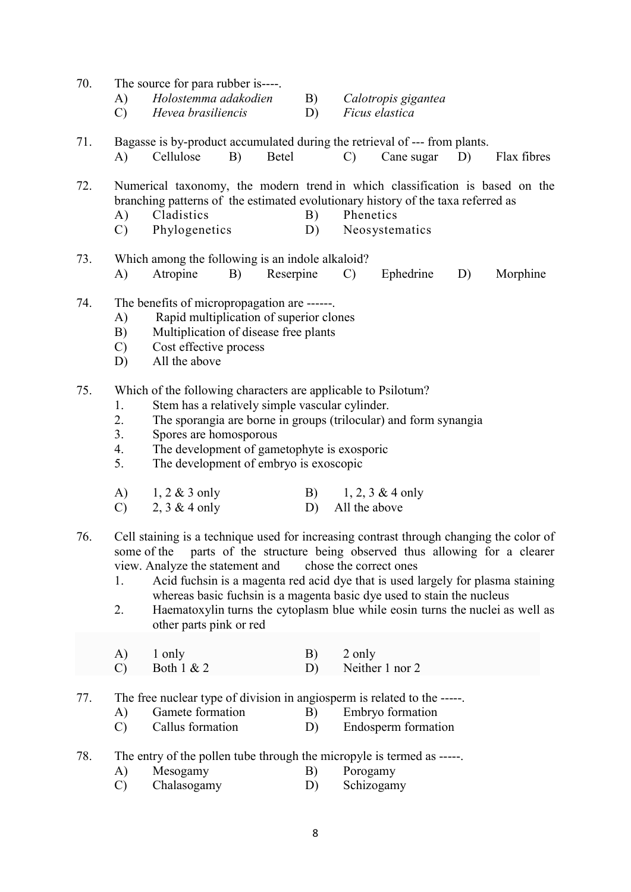70. The source for para rubber is----.

A) *Holostemma adakodien*  B) *Calotropis gigantea*
C) *Hevea brasiliencis*  D) *Ficus elastica*

71. Bagasse is by-product accumulated during the retrieval of --- from plants.

A) Cellulose  B) Betel  C) Cane sugar  D) Flax fibres

72. Numerical taxonomy, the modern trend in which classification is based on the branching patterns of the estimated evolutionary history of the taxa referred as

A) Cladistics  B) Phenetics
C) Phylogenetics  D) Neosystematics

73. Which among the following is an indole alkaloid?

A) Atropine  B) Reserpine  C) Ephedrine  D) Morphine

74. The benefits of micropropagation are ------.

A) Rapid multiplication of superior clones
B) Multiplication of disease free plants
C) Cost effective process
D) All the above

75. Which of the following characters are applicable to Psilotum?

1. Stem has a relatively simple vascular cylinder.
2. The sporangia are borne in groups (trilocular) and form synangia
3. Spores are homosporous
4. The development of gametophyte is exosporic
5. The development of embryo is exoscopic

A) 1, 2 & 3 only  B) 1, 2, 3 & 4 only
C) 2, 3 & 4 only  D) All the above

76. Cell staining is a technique used for increasing contrast through changing the color of some of the parts of the structure being observed thus allowing for a clearer view. Analyze the statement and chose the correct ones

1. Acid fuchsin is a magenta red acid dye that is used largely for plasma staining whereas basic fuchsin is a magenta basic dye used to stain the nucleus
2. Haematoxylin turns the cytoplasm blue while eosin turns the nuclei as well as other parts pink or red

A) 1 only  B) 2 only
C) Both 1 & 2  D) Neither 1 nor 2

77. The free nuclear type of division in angiosperm is related to the -----.

A) Gamete formation  B) Embryo formation
C) Callus formation  D) Endosperm formation

78. The entry of the pollen tube through the micropyle is termed as -----.

A) Mesogamy  B) Porogamy
C) Chalasogamy  D) Schizogamy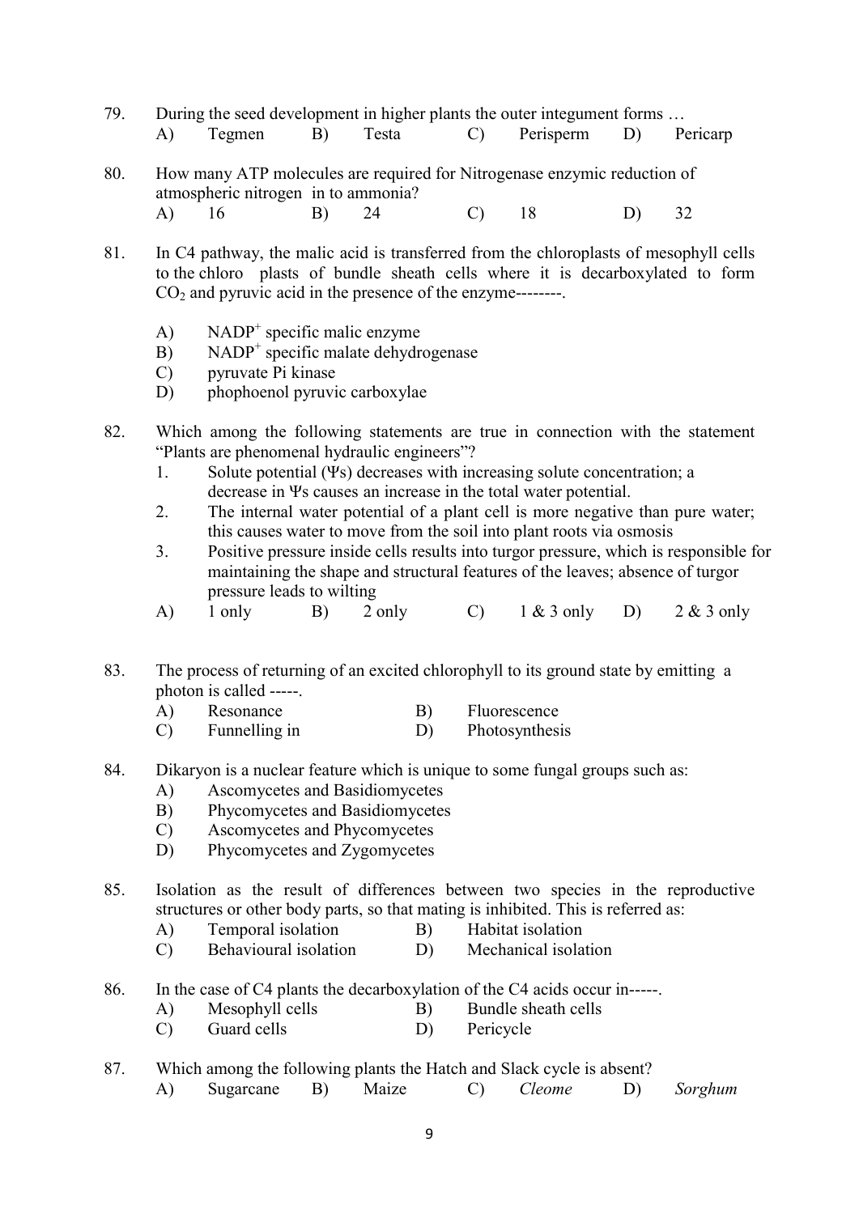79. During the seed development in higher plants the outer integument forms …
    A) Tegmen B) Testa C) Perisperm D) Pericarp

80. How many ATP molecules are required for Nitrogenase enzymic reduction of atmospheric nitrogen in to ammonia?
    A) 16 B) 24 C) 18 D) 32

81. In C4 pathway, the malic acid is transferred from the chloroplasts of mesophyll cells to the chloro plasts of bundle sheath cells where it is decarboxylated to form $CO_2$ and pyruvic acid in the presence of the enzyme--------.

    A) $NADP^+$ specific malic enzyme
    B) $NADP^+$ specific malate dehydrogenase
    C) pyruvate Pi kinase
    D) phophoenol pyruvic carboxylae

82. Which among the following statements are true in connection with the statement "Plants are phenomenal hydraulic engineers"?
    1. Solute potential ($\Psi s$) decreases with increasing solute concentration; a decrease in $\Psi s$ causes an increase in the total water potential.
    2. The internal water potential of a plant cell is more negative than pure water; this causes water to move from the soil into plant roots via osmosis
    3. Positive pressure inside cells results into turgor pressure, which is responsible for maintaining the shape and structural features of the leaves; absence of turgor pressure leads to wilting

    A) 1 only B) 2 only C) 1 & 3 only D) 2 & 3 only

83. The process of returning of an excited chlorophyll to its ground state by emitting a photon is called -----.
    A) Resonance B) Fluorescence
    C) Funnelling in D) Photosynthesis

84. Dikaryon is a nuclear feature which is unique to some fungal groups such as:
    A) Ascomycetes and Basidiomycetes
    B) Phycomycetes and Basidiomycetes
    C) Ascomycetes and Phycomycetes
    D) Phycomycetes and Zygomycetes

85. Isolation as the result of differences between two species in the reproductive structures or other body parts, so that mating is inhibited. This is referred as:
    A) Temporal isolation B) Habitat isolation
    C) Behavioural isolation D) Mechanical isolation

86. In the case of C4 plants the decarboxylation of the C4 acids occur in-----.
    A) Mesophyll cells B) Bundle sheath cells
    C) Guard cells D) Pericycle

87. Which among the following plants the Hatch and Slack cycle is absent?
    A) Sugarcane B) Maize C) *Cleome* D) *Sorghum*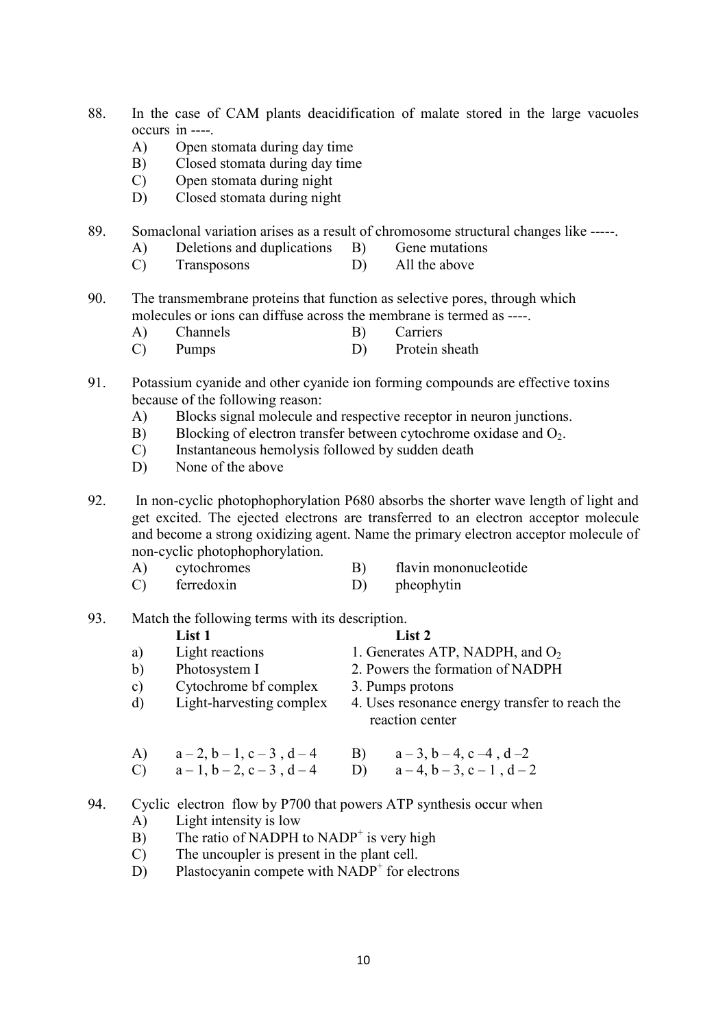88. In the case of CAM plants deacidification of malate stored in the large vacuoles occurs in ----.
    A) Open stomata during day time
    B) Closed stomata during day time
    C) Open stomata during night
    D) Closed stomata during night

89. Somaclonal variation arises as a result of chromosome structural changes like -----.
    A) Deletions and duplications  B) Gene mutations
    C) Transposons  D) All the above

90. The transmembrane proteins that function as selective pores, through which molecules or ions can diffuse across the membrane is termed as ----.
    A) Channels  B) Carriers
    C) Pumps  D) Protein sheath

91. Potassium cyanide and other cyanide ion forming compounds are effective toxins because of the following reason:
    A) Blocks signal molecule and respective receptor in neuron junctions.
    B) Blocking of electron transfer between cytochrome oxidase and $O_2$.
    C) Instantaneous hemolysis followed by sudden death
    D) None of the above

92. In non-cyclic photophophorylation P680 absorbs the shorter wave length of light and get excited. The ejected electrons are transferred to an electron acceptor molecule and become a strong oxidizing agent. Name the primary electron acceptor molecule of non-cyclic photophophorylation.
    A) cytochromes  B) flavin mononucleotide
    C) ferredoxin  D) pheophytin

93. Match the following terms with its description.

| | List 1 | List 2 |
|---|---|---|
| a) | Light reactions | 1. Generates ATP, NADPH, and $O_2$ |
| b) | Photosystem I | 2. Powers the formation of NADPH |
| c) | Cytochrome bf complex | 3. Pumps protons |
| d) | Light-harvesting complex | 4. Uses resonance energy transfer to reach the reaction center |

    A) a – 2, b – 1, c – 3 , d – 4  B) a – 3, b – 4, c –4 , d –2
    C) a – 1, b – 2, c – 3 , d – 4  D) a – 4, b – 3, c – 1 , d – 2

94. Cyclic electron flow by P700 that powers ATP synthesis occur when
    A) Light intensity is low
    B) The ratio of NADPH to $NADP^+$ is very high
    C) The uncoupler is present in the plant cell.
    D) Plastocyanin compete with $NADP^+$ for electrons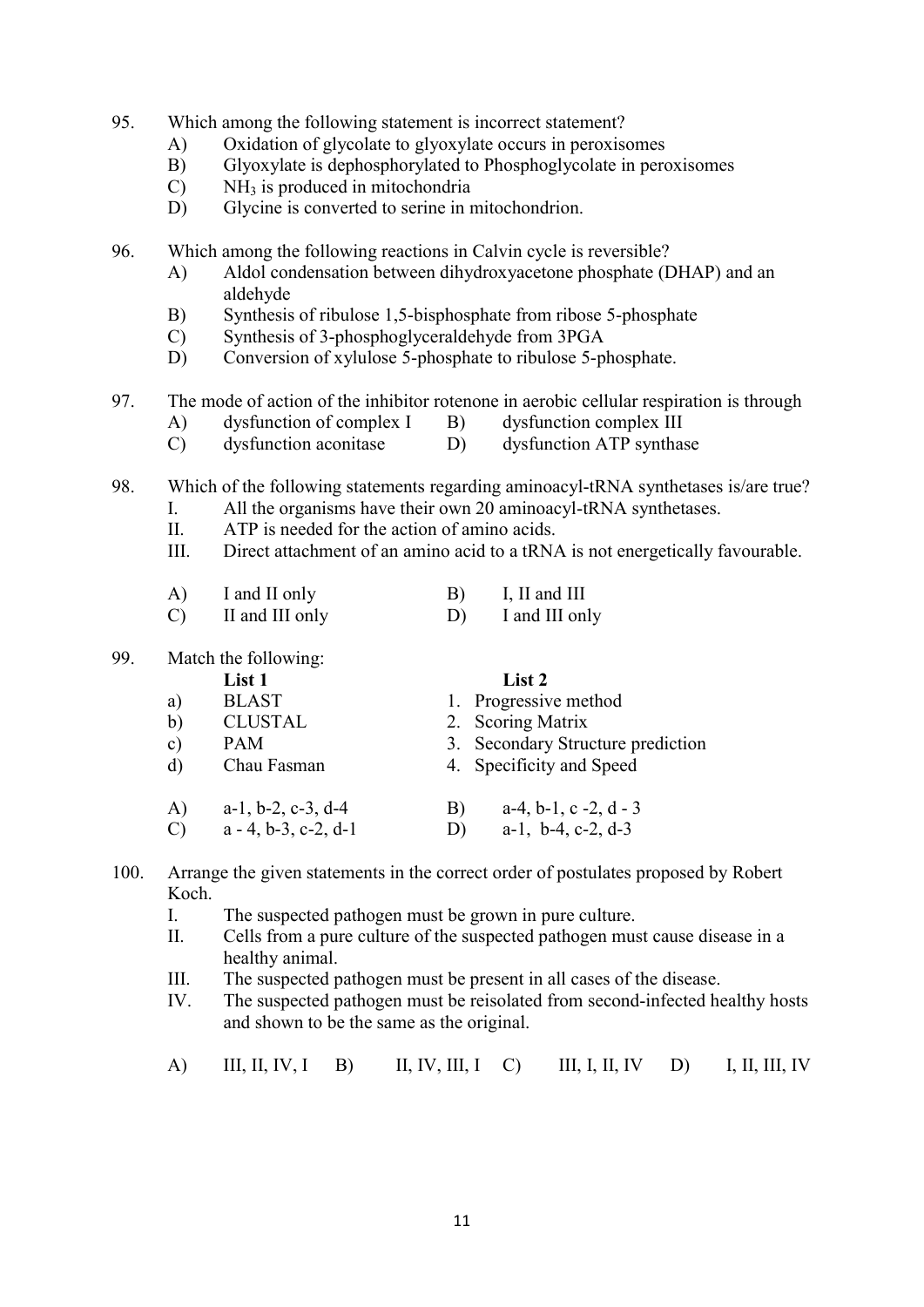95. Which among the following statement is incorrect statement?
    A) Oxidation of glycolate to glyoxylate occurs in peroxisomes
    B) Glyoxylate is dephosphorylated to Phosphoglycolate in peroxisomes
    C) $NH_3$ is produced in mitochondria
    D) Glycine is converted to serine in mitochondrion.

96. Which among the following reactions in Calvin cycle is reversible?
    A) Aldol condensation between dihydroxyacetone phosphate (DHAP) and an aldehyde
    B) Synthesis of ribulose 1,5-bisphosphate from ribose 5-phosphate
    C) Synthesis of 3-phosphoglyceraldehyde from 3PGA
    D) Conversion of xylulose 5-phosphate to ribulose 5-phosphate.

97. The mode of action of the inhibitor rotenone in aerobic cellular respiration is through
    A) dysfunction of complex I
    B) dysfunction complex III
    C) dysfunction aconitase
    D) dysfunction ATP synthase

98. Which of the following statements regarding aminoacyl-tRNA synthetases is/are true?
    I. All the organisms have their own 20 aminoacyl-tRNA synthetases.
    II. ATP is needed for the action of amino acids.
    III. Direct attachment of an amino acid to a tRNA is not energetically favourable.

    A) I and II only
    B) I, II and III
    C) II and III only
    D) I and III only

99. Match the following:

| | List 1 | | List 2 |
|---|---|---|---|
| a) | BLAST | 1. | Progressive method |
| b) | CLUSTAL | 2. | Scoring Matrix |
| c) | PAM | 3. | Secondary Structure prediction |
| d) | Chau Fasman | 4. | Specificity and Speed |

    A) a-1, b-2, c-3, d-4
    B) a-4, b-1, c -2, d - 3
    C) a - 4, b-3, c-2, d-1
    D) a-1, b-4, c-2, d-3

100. Arrange the given statements in the correct order of postulates proposed by Robert Koch.
    I. The suspected pathogen must be grown in pure culture.
    II. Cells from a pure culture of the suspected pathogen must cause disease in a healthy animal.
    III. The suspected pathogen must be present in all cases of the disease.
    IV. The suspected pathogen must be reisolated from second-infected healthy hosts and shown to be the same as the original.

    A) III, II, IV, I
    B) II, IV, III, I
    C) III, I, II, IV
    D) I, II, III, IV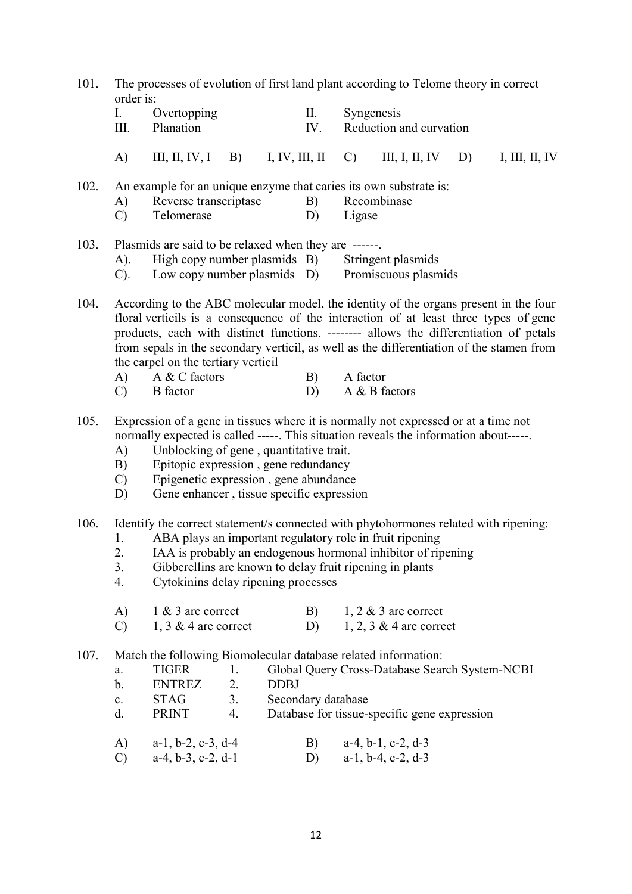101. The processes of evolution of first land plant according to Telome theory in correct order is:

I. Overtopping II. Syngenesis
III. Planation IV. Reduction and curvation

A) III, II, IV, I B) I, IV, III, II C) III, I, II, IV D) I, III, II, IV

102. An example for an unique enzyme that caries its own substrate is:

A) Reverse transcriptase B) Recombinase
C) Telomerase D) Ligase

103. Plasmids are said to be relaxed when they are ------.

A). High copy number plasmids B) Stringent plasmids
C). Low copy number plasmids D) Promiscuous plasmids

104. According to the ABC molecular model, the identity of the organs present in the four floral verticils is a consequence of the interaction of at least three types of gene products, each with distinct functions. -------- allows the differentiation of petals from sepals in the secondary verticil, as well as the differentiation of the stamen from the carpel on the tertiary verticil

A) A & C factors B) A factor
C) B factor D) A & B factors

105. Expression of a gene in tissues where it is normally not expressed or at a time not normally expected is called -----. This situation reveals the information about-----.

A) Unblocking of gene , quantitative trait.
B) Epitopic expression , gene redundancy
C) Epigenetic expression , gene abundance
D) Gene enhancer , tissue specific expression

106. Identify the correct statement/s connected with phytohormones related with ripening:

1. ABA plays an important regulatory role in fruit ripening
2. IAA is probably an endogenous hormonal inhibitor of ripening
3. Gibberellins are known to delay fruit ripening in plants
4. Cytokinins delay ripening processes

A) 1 & 3 are correct B) 1, 2 & 3 are correct
C) 1, 3 & 4 are correct D) 1, 2, 3 & 4 are correct

107. Match the following Biomolecular database related information:

a. TIGER 1. Global Query Cross-Database Search System-NCBI
b. ENTREZ 2. DDBJ
c. STAG 3. Secondary database
d. PRINT 4. Database for tissue-specific gene expression

A) a-1, b-2, c-3, d-4 B) a-4, b-1, c-2, d-3
C) a-4, b-3, c-2, d-1 D) a-1, b-4, c-2, d-3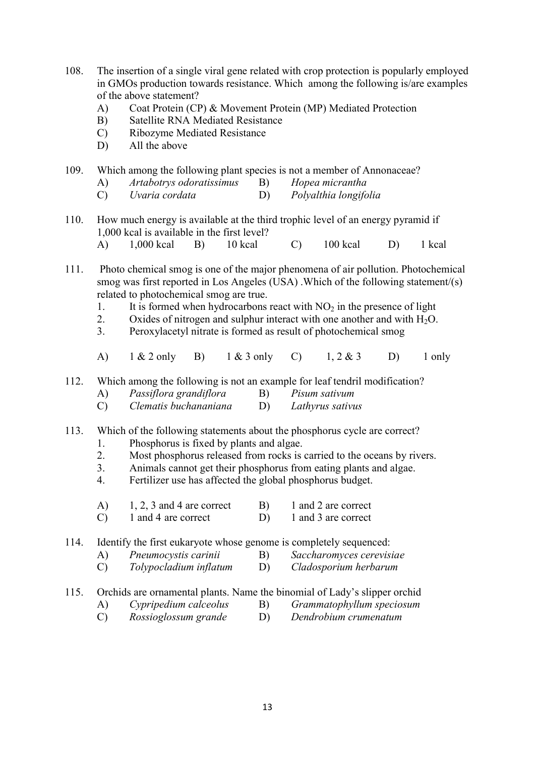108. The insertion of a single viral gene related with crop protection is popularly employed in GMOs production towards resistance. Which among the following is/are examples of the above statement?

   A) Coat Protein (CP) & Movement Protein (MP) Mediated Protection
   B) Satellite RNA Mediated Resistance
   C) Ribozyme Mediated Resistance
   D) All the above

109. Which among the following plant species is not a member of Annonaceae?

   A) *Artabotrys odoratissimus*  B) *Hopea micrantha*
   C) *Uvaria cordata*  D) *Polyalthia longifolia*

110. How much energy is available at the third trophic level of an energy pyramid if 1,000 kcal is available in the first level?

   A) 1,000 kcal  B) 10 kcal  C) 100 kcal  D) 1 kcal

111. Photo chemical smog is one of the major phenomena of air pollution. Photochemical smog was first reported in Los Angeles (USA) .Which of the following statement/(s) related to photochemical smog are true.

   1. It is formed when hydrocarbons react with $NO_2$ in the presence of light
   2. Oxides of nitrogen and sulphur interact with one another and with $H_2O$.
   3. Peroxylacetyl nitrate is formed as result of photochemical smog

   A) 1 & 2 only  B) 1 & 3 only  C) 1, 2 & 3  D) 1 only

112. Which among the following is not an example for leaf tendril modification?

   A) *Passiflora grandiflora*  B) *Pisum sativum*
   C) *Clematis buchananiana*  D) *Lathyrus sativus*

113. Which of the following statements about the phosphorus cycle are correct?

   1. Phosphorus is fixed by plants and algae.
   2. Most phosphorus released from rocks is carried to the oceans by rivers.
   3. Animals cannot get their phosphorus from eating plants and algae.
   4. Fertilizer use has affected the global phosphorus budget.

   A) 1, 2, 3 and 4 are correct  B) 1 and 2 are correct
   C) 1 and 4 are correct  D) 1 and 3 are correct

114. Identify the first eukaryote whose genome is completely sequenced:

   A) *Pneumocystis carinii*  B) *Saccharomyces cerevisiae*
   C) *Tolypocladium inflatum*  D) *Cladosporium herbarum*

115. Orchids are ornamental plants. Name the binomial of Lady's slipper orchid

   A) *Cypripedium calceolus*  B) *Grammatophyllum speciosum*
   C) *Rossioglossum grande*  D) *Dendrobium crumenatum*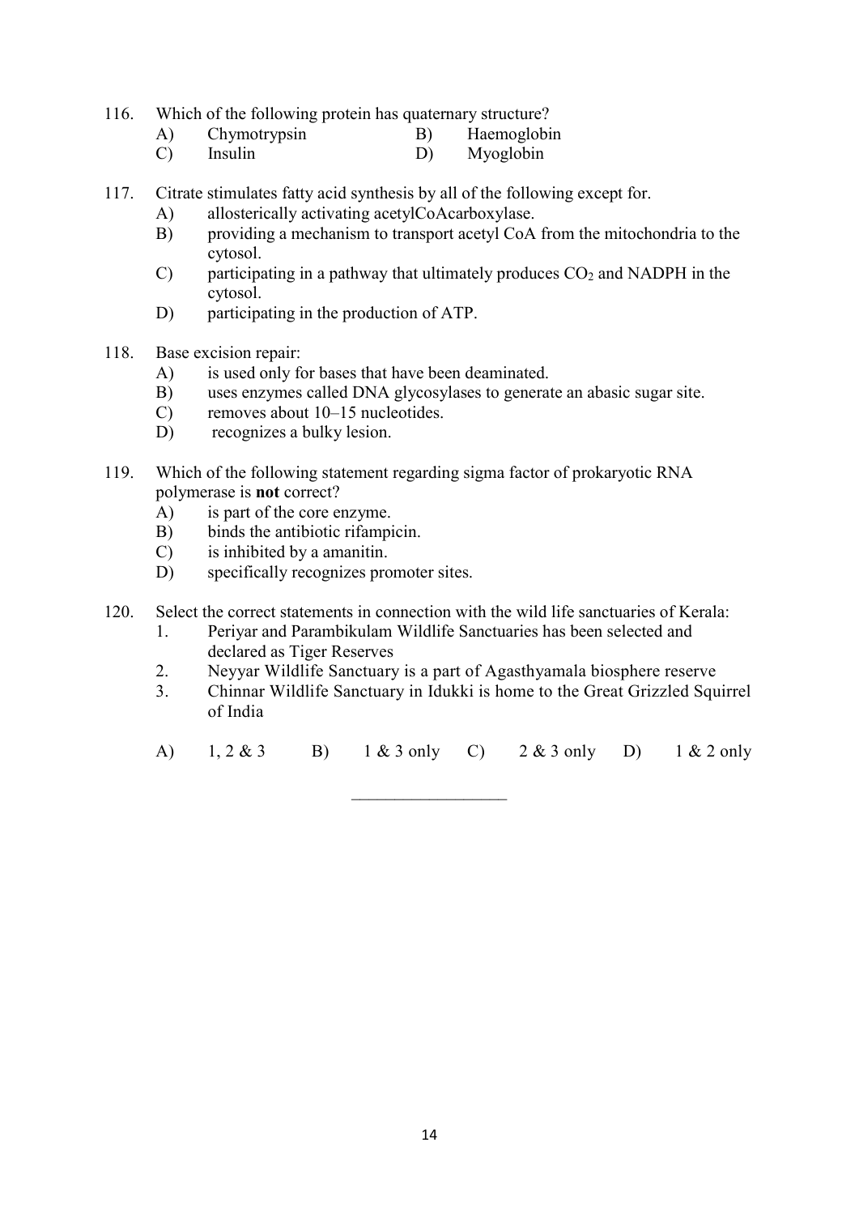116. Which of the following protein has quaternary structure?

A) Chymotrypsin
B) Haemoglobin
C) Insulin
D) Myoglobin

117. Citrate stimulates fatty acid synthesis by all of the following except for.

A) allosterically activating acetylCoAcarboxylase.
B) providing a mechanism to transport acetyl CoA from the mitochondria to the cytosol.
C) participating in a pathway that ultimately produces $CO_2$ and NADPH in the cytosol.
D) participating in the production of ATP.

118. Base excision repair:

A) is used only for bases that have been deaminated.
B) uses enzymes called DNA glycosylases to generate an abasic sugar site.
C) removes about 10–15 nucleotides.
D) recognizes a bulky lesion.

119. Which of the following statement regarding sigma factor of prokaryotic RNA polymerase is **not** correct?

A) is part of the core enzyme.
B) binds the antibiotic rifampicin.
C) is inhibited by a amanitin.
D) specifically recognizes promoter sites.

120. Select the correct statements in connection with the wild life sanctuaries of Kerala:

1. Periyar and Parambikulam Wildlife Sanctuaries has been selected and declared as Tiger Reserves
2. Neyyar Wildlife Sanctuary is a part of Agasthyamala biosphere reserve
3. Chinnar Wildlife Sanctuary in Idukki is home to the Great Grizzled Squirrel of India

A) 1, 2 & 3
B) 1 & 3 only
C) 2 & 3 only
D) 1 & 2 only